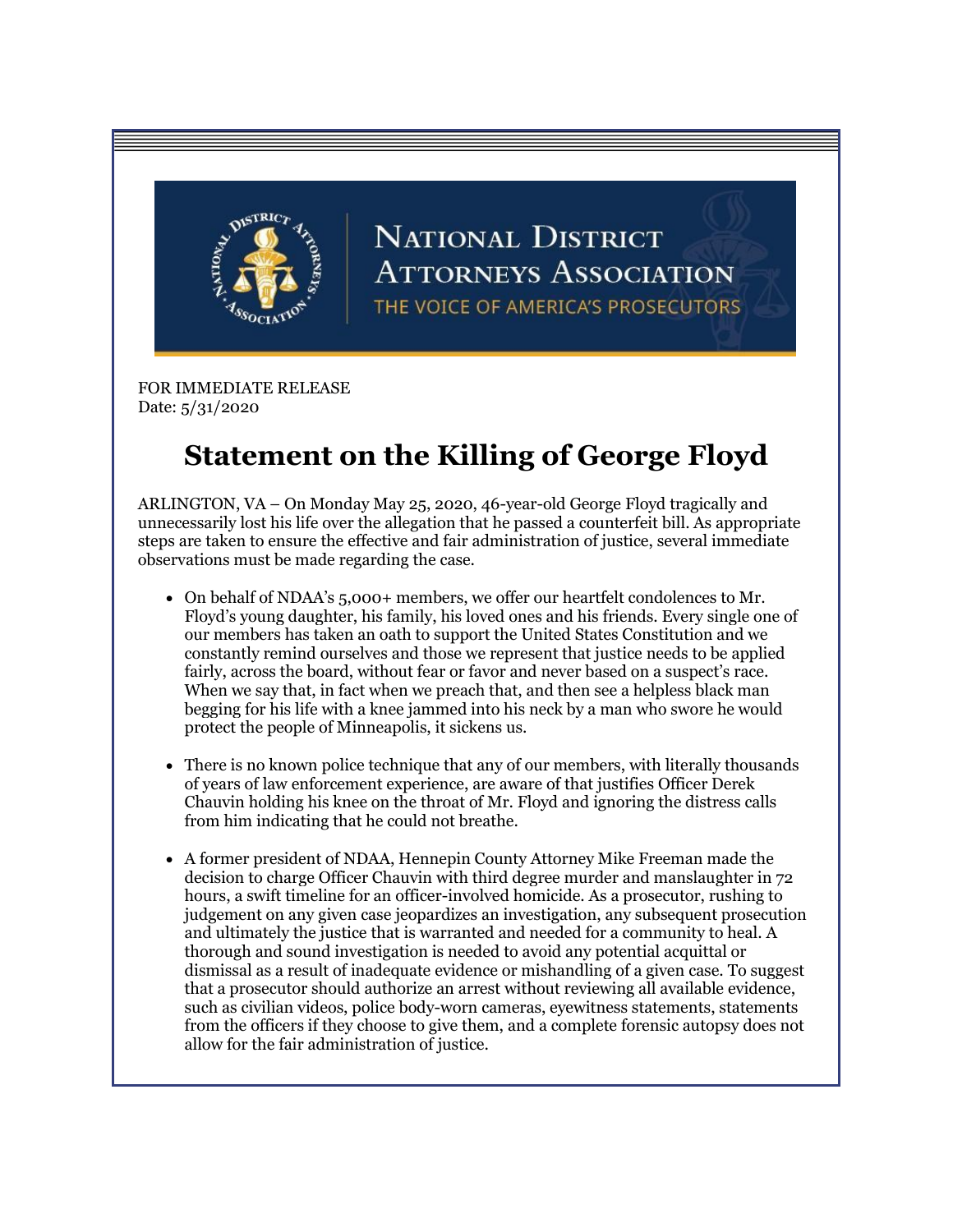NATIONAL DISTRICT ATTORNEYS ASSOCIATION

THE VOICE OF AMERICA'S PROSECUTORS

FOR IMMEDIATE RELEASE
Date: 5/31/2020

# Statement on the Killing of George Floyd

ARLINGTON, VA – On Monday May 25, 2020, 46-year-old George Floyd tragically and unnecessarily lost his life over the allegation that he passed a counterfeit bill. As appropriate steps are taken to ensure the effective and fair administration of justice, several immediate observations must be made regarding the case.

- On behalf of NDAA's 5,000+ members, we offer our heartfelt condolences to Mr. Floyd's young daughter, his family, his loved ones and his friends. Every single one of our members has taken an oath to support the United States Constitution and we constantly remind ourselves and those we represent that justice needs to be applied fairly, across the board, without fear or favor and never based on a suspect's race. When we say that, in fact when we preach that, and then see a helpless black man begging for his life with a knee jammed into his neck by a man who swore he would protect the people of Minneapolis, it sickens us.

- There is no known police technique that any of our members, with literally thousands of years of law enforcement experience, are aware of that justifies Officer Derek Chauvin holding his knee on the throat of Mr. Floyd and ignoring the distress calls from him indicating that he could not breathe.

- A former president of NDAA, Hennepin County Attorney Mike Freeman made the decision to charge Officer Chauvin with third degree murder and manslaughter in 72 hours, a swift timeline for an officer-involved homicide. As a prosecutor, rushing to judgement on any given case jeopardizes an investigation, any subsequent prosecution and ultimately the justice that is warranted and needed for a community to heal. A thorough and sound investigation is needed to avoid any potential acquittal or dismissal as a result of inadequate evidence or mishandling of a given case. To suggest that a prosecutor should authorize an arrest without reviewing all available evidence, such as civilian videos, police body-worn cameras, eyewitness statements, statements from the officers if they choose to give them, and a complete forensic autopsy does not allow for the fair administration of justice.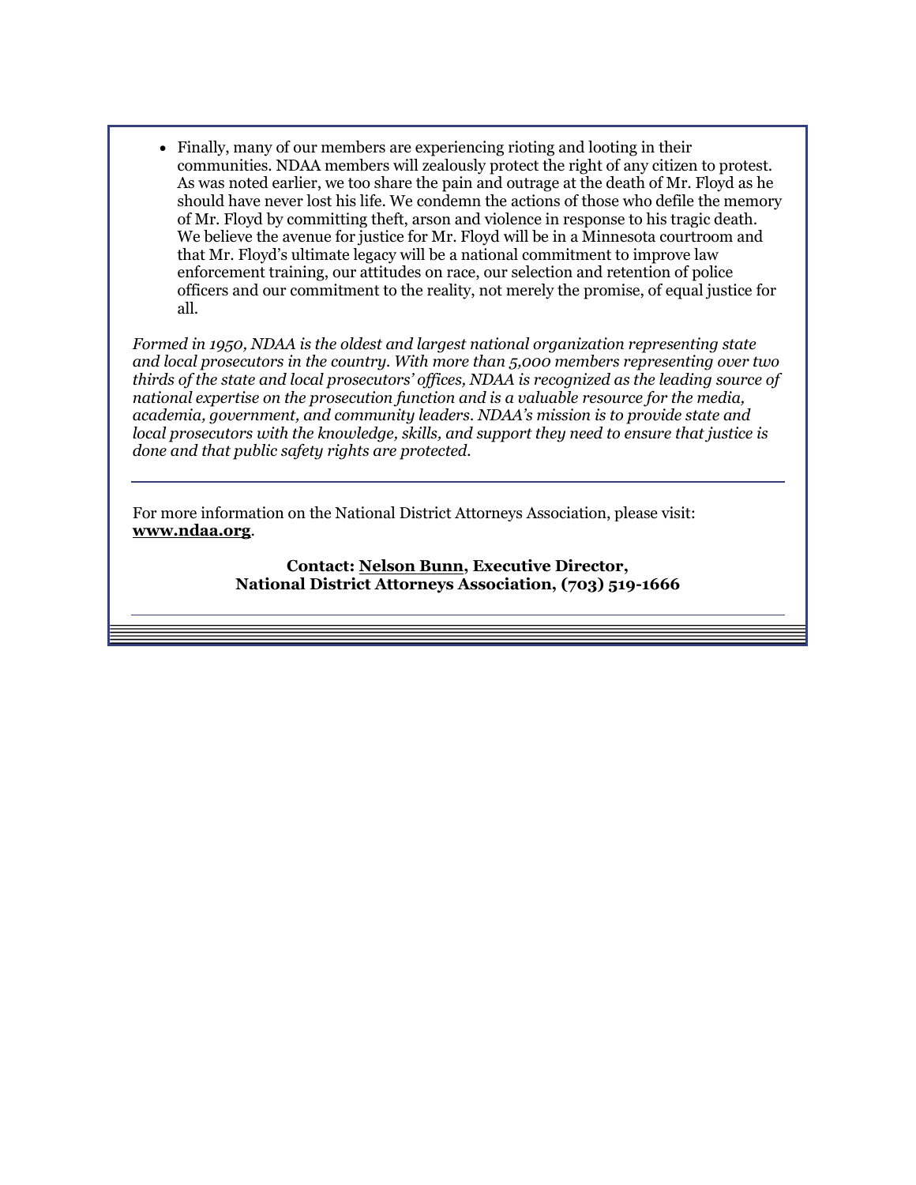- Finally, many of our members are experiencing rioting and looting in their communities. NDAA members will zealously protect the right of any citizen to protest. As was noted earlier, we too share the pain and outrage at the death of Mr. Floyd as he should have never lost his life. We condemn the actions of those who defile the memory of Mr. Floyd by committing theft, arson and violence in response to his tragic death. We believe the avenue for justice for Mr. Floyd will be in a Minnesota courtroom and that Mr. Floyd's ultimate legacy will be a national commitment to improve law enforcement training, our attitudes on race, our selection and retention of police officers and our commitment to the reality, not merely the promise, of equal justice for all.

*Formed in 1950, NDAA is the oldest and largest national organization representing state and local prosecutors in the country. With more than 5,000 members representing over two thirds of the state and local prosecutors' offices, NDAA is recognized as the leading source of national expertise on the prosecution function and is a valuable resource for the media, academia, government, and community leaders. NDAA's mission is to provide state and local prosecutors with the knowledge, skills, and support they need to ensure that justice is done and that public safety rights are protected.*

---

For more information on the National District Attorneys Association, please visit: **www.ndaa.org**.

**Contact: Nelson Bunn, Executive Director,**
**National District Attorneys Association, (703) 519-1666**